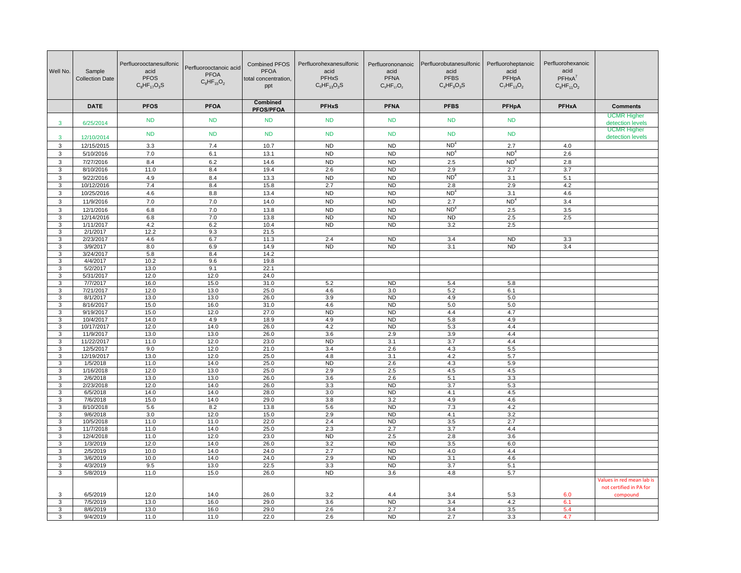| Well No. | Sample Collection Date | Perfluorooctanesulfonic acid PFOS $C_8HF_{17}O_3S$ | Perfluorooctanoic acid PFOA $C_8HF_{15}O_2$ | Combined PFOS PFOA total concentration, ppt | Perfluorohexanesulfonic acid PFHxS $C_6HF_{13}O_3S$ | Perfluorononanoic acid PFNA $C_9HF_{17}O_2$ | Perfluorobutanesulfonic acid PFBS $C_4HF_9O_3S$ | Perfluoroheptanoic acid PFHpA $C_7HF_{13}O_2$ | Perfluorohexanoic acid PFHxA[7] $C_6HF_{11}O_2$ | |
|---|---|---|---|---|---|---|---|---|---|---|
| | DATE | PFOS | PFOA | Combined PFOS/PFOA | PFHxS | PFNA | PFBS | PFHpA | PFHxA | Comments |
| 3 | 6/25/2014 | ND | ND | ND | ND | ND | ND | ND | | UCMR Higher detection levels |
| 3 | 12/10/2014 | ND | ND | ND | ND | ND | ND | ND | | UCMR Higher detection levels |
| 3 | 12/15/2015 | 3.3 | 7.4 | 10.7 | ND | ND | ND[4] | 2.7 | 4.0 | |
| 3 | 5/10/2016 | 7.0 | 6.1 | 13.1 | ND | ND | ND[4] | ND[4] | 2.6 | |
| 3 | 7/27/2016 | 8.4 | 6.2 | 14.6 | ND | ND | 2.5 | ND[4] | 2.8 | |
| 3 | 8/10/2016 | 11.0 | 8.4 | 19.4 | 2.6 | ND | 2.9 | 2.7 | 3.7 | |
| 3 | 9/22/2016 | 4.9 | 8.4 | 13.3 | ND | ND | ND[4] | 3.1 | 5.1 | |
| 3 | 10/12/2016 | 7.4 | 8.4 | 15.8 | 2.7 | ND | 2.8 | 2.9 | 4.2 | |
| 3 | 10/25/2016 | 4.6 | 8.8 | 13.4 | ND | ND | ND[4] | 3.1 | 4.6 | |
| 3 | 11/9/2016 | 7.0 | 7.0 | 14.0 | ND | ND | 2.7 | ND[4] | 3.4 | |
| 3 | 12/1/2016 | 6.8 | 7.0 | 13.8 | ND | ND | ND[4] | 2.5 | 3.5 | |
| 3 | 12/14/2016 | 6.8 | 7.0 | 13.8 | ND | ND | ND | 2.5 | 2.5 | |
| 3 | 1/11/2017 | 4.2 | 6.2 | 10.4 | ND | ND | 3.2 | 2.5 | | |
| 3 | 2/1/2017 | 12.2 | 9.3 | 21.5 | | | | | | |
| 3 | 2/23/2017 | 4.6 | 6.7 | 11.3 | 2.4 | ND | 3.4 | ND | 3.3 | |
| 3 | 3/9/2017 | 8.0 | 6.9 | 14.9 | ND | ND | 3.1 | ND | 3.4 | |
| 3 | 3/24/2017 | 5.8 | 8.4 | 14.2 | | | | | | |
| 3 | 4/4/2017 | 10.2 | 9.6 | 19.8 | | | | | | |
| 3 | 5/2/2017 | 13.0 | 9.1 | 22.1 | | | | | | |
| 3 | 5/31/2017 | 12.0 | 12.0 | 24.0 | | | | | | |
| 3 | 7/7/2017 | 16.0 | 15.0 | 31.0 | 5.2 | ND | 5.4 | 5.8 | | |
| 3 | 7/21/2017 | 12.0 | 13.0 | 25.0 | 4.6 | 3.0 | 5.2 | 6.1 | | |
| 3 | 8/1/2017 | 13.0 | 13.0 | 26.0 | 3.9 | ND | 4.9 | 5.0 | | |
| 3 | 8/16/2017 | 15.0 | 16.0 | 31.0 | 4.6 | ND | 5.0 | 5.0 | | |
| 3 | 9/19/2017 | 15.0 | 12.0 | 27.0 | ND | ND | 4.4 | 4.7 | | |
| 3 | 10/4/2017 | 14.0 | 4.9 | 18.9 | 4.9 | ND | 5.8 | 4.9 | | |
| 3 | 10/17/2017 | 12.0 | 14.0 | 26.0 | 4.2 | ND | 5.3 | 4.4 | | |
| 3 | 11/9/2017 | 13.0 | 13.0 | 26.0 | 3.6 | 2.9 | 3.9 | 4.4 | | |
| 3 | 11/22/2017 | 11.0 | 12.0 | 23.0 | ND | 3.1 | 3.7 | 4.4 | | |
| 3 | 12/5/2017 | 9.0 | 12.0 | 21.0 | 3.4 | 2.6 | 4.3 | 5.5 | | |
| 3 | 12/19/2017 | 13.0 | 12.0 | 25.0 | 4.8 | 3.1 | 4.2 | 5.7 | | |
| 3 | 1/5/2018 | 11.0 | 14.0 | 25.0 | ND | 2.6 | 4.3 | 5.9 | | |
| 3 | 1/16/2018 | 12.0 | 13.0 | 25.0 | 2.9 | 2.5 | 4.5 | 4.5 | | |
| 3 | 2/6/2018 | 13.0 | 13.0 | 26.0 | 3.6 | 2.6 | 5.1 | 3.3 | | |
| 3 | 2/23/2018 | 12.0 | 14.0 | 26.0 | 3.3 | ND | 3.7 | 5.3 | | |
| 3 | 6/5/2018 | 14.0 | 14.0 | 28.0 | 3.0 | ND | 4.1 | 4.5 | | |
| 3 | 7/6/2018 | 15.0 | 14.0 | 29.0 | 3.8 | 3.2 | 4.9 | 4.6 | | |
| 3 | 8/10/2018 | 5.6 | 8.2 | 13.8 | 5.6 | ND | 7.3 | 4.2 | | |
| 3 | 9/6/2018 | 3.0 | 12.0 | 15.0 | 2.9 | ND | 4.1 | 3.2 | | |
| 3 | 10/5/2018 | 11.0 | 11.0 | 22.0 | 2.4 | ND | 3.5 | 2.7 | | |
| 3 | 11/7/2018 | 11.0 | 14.0 | 25.0 | 2.3 | 2.7 | 3.7 | 4.4 | | |
| 3 | 12/4/2018 | 11.0 | 12.0 | 23.0 | ND | 2.5 | 2.8 | 3.6 | | |
| 3 | 1/3/2019 | 12.0 | 14.0 | 26.0 | 3.2 | ND | 3.5 | 6.0 | | |
| 3 | 2/5/2019 | 10.0 | 14.0 | 24.0 | 2.7 | ND | 4.0 | 4.4 | | |
| 3 | 3/6/2019 | 10.0 | 14.0 | 24.0 | 2.9 | ND | 3.1 | 4.6 | | |
| 3 | 4/3/2019 | 9.5 | 13.0 | 22.5 | 3.3 | ND | 3.7 | 5.1 | | |
| 3 | 5/8/2019 | 11.0 | 15.0 | 26.0 | ND | 3.6 | 4.8 | 5.7 | | |
| 3 | 6/5/2019 | 12.0 | 14.0 | 26.0 | 3.2 | 4.4 | 3.4 | 5.3 | 6.0 | Values in red mean lab is not certified in PA for compound |
| 3 | 7/5/2019 | 13.0 | 16.0 | 29.0 | 3.6 | ND | 3.4 | 4.2 | 6.1 | |
| 3 | 8/6/2019 | 13.0 | 16.0 | 29.0 | 2.6 | 2.7 | 3.4 | 3.5 | 5.4 | |
| 3 | 9/4/2019 | 11.0 | 11.0 | 22.0 | 2.6 | ND | 2.7 | 3.3 | 4.7 | |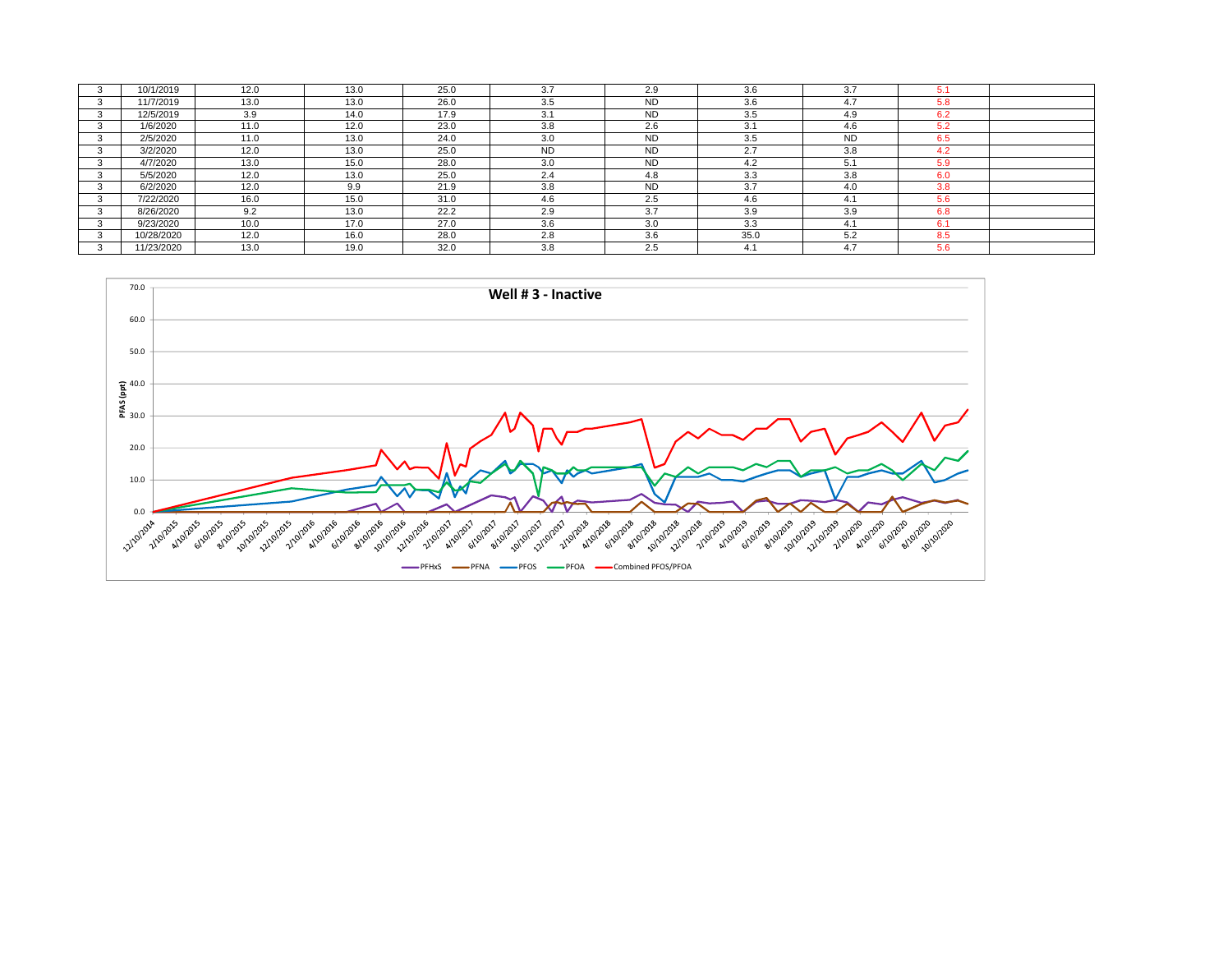| | | | | | | | | | | |
|---|---|---|---|---|---|---|---|---|---|---|
| 3 | 10/1/2019 | 12.0 | 13.0 | 25.0 | 3.7 | 2.9 | 3.6 | 3.7 | 5.1 | |
| 3 | 11/7/2019 | 13.0 | 13.0 | 26.0 | 3.5 | ND | 3.6 | 4.7 | 5.8 | |
| 3 | 12/5/2019 | 3.9 | 14.0 | 17.9 | 3.1 | ND | 3.5 | 4.9 | 6.2 | |
| 3 | 1/6/2020 | 11.0 | 12.0 | 23.0 | 3.8 | 2.6 | 3.1 | 4.6 | 5.2 | |
| 3 | 2/5/2020 | 11.0 | 13.0 | 24.0 | 3.0 | ND | 3.5 | ND | 6.5 | |
| 3 | 3/2/2020 | 12.0 | 13.0 | 25.0 | ND | ND | 2.7 | 3.8 | 4.2 | |
| 3 | 4/7/2020 | 13.0 | 15.0 | 28.0 | 3.0 | ND | 4.2 | 5.1 | 5.9 | |
| 3 | 5/5/2020 | 12.0 | 13.0 | 25.0 | 2.4 | 4.8 | 3.3 | 3.8 | 6.0 | |
| 3 | 6/2/2020 | 12.0 | 9.9 | 21.9 | 3.8 | ND | 3.7 | 4.0 | 3.8 | |
| 3 | 7/22/2020 | 16.0 | 15.0 | 31.0 | 4.6 | 2.5 | 4.6 | 4.1 | 5.6 | |
| 3 | 8/26/2020 | 9.2 | 13.0 | 22.2 | 2.9 | 3.7 | 3.9 | 3.9 | 6.8 | |
| 3 | 9/23/2020 | 10.0 | 17.0 | 27.0 | 3.6 | 3.0 | 3.3 | 4.1 | 6.1 | |
| 3 | 10/28/2020 | 12.0 | 16.0 | 28.0 | 2.8 | 3.6 | 35.0 | 5.2 | 8.5 | |
| 3 | 11/23/2020 | 13.0 | 19.0 | 32.0 | 3.8 | 2.5 | 4.1 | 4.7 | 5.6 | |

Well # 3 - Inactive

PFAS (ppt)

70.0
60.0
50.0
40.0
30.0
20.0
10.0
0.0

12/10/2014, 2/10/2015, 4/10/2015, 6/10/2015, 8/10/2015, 10/10/2015, 12/10/2015, 2/10/2016, 4/10/2016, 6/10/2016, 8/10/2016, 10/10/2016, 12/10/2016, 2/10/2017, 4/10/2017, 6/10/2017, 8/10/2017, 10/10/2017, 12/10/2017, 2/10/2018, 4/10/2018, 6/10/2018, 8/10/2018, 10/10/2018, 12/10/2018, 2/10/2019, 4/10/2019, 6/10/2019, 8/10/2019, 10/10/2019, 12/10/2019, 2/10/2020, 4/10/2020, 6/10/2020, 8/10/2020, 10/10/2020

PFHxS PFNA PFOS PFOA Combined PFOS/PFOA